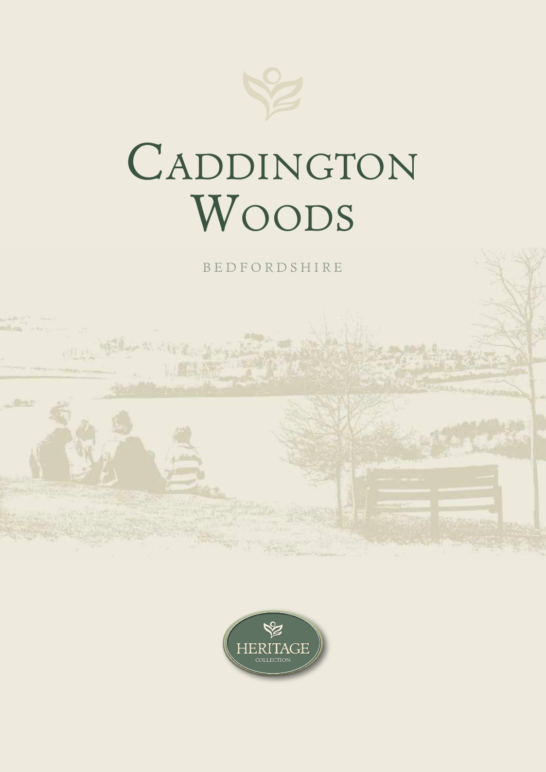# Caddington Woods

BEDFORDSHIRE

HERITAGE

COLLECTION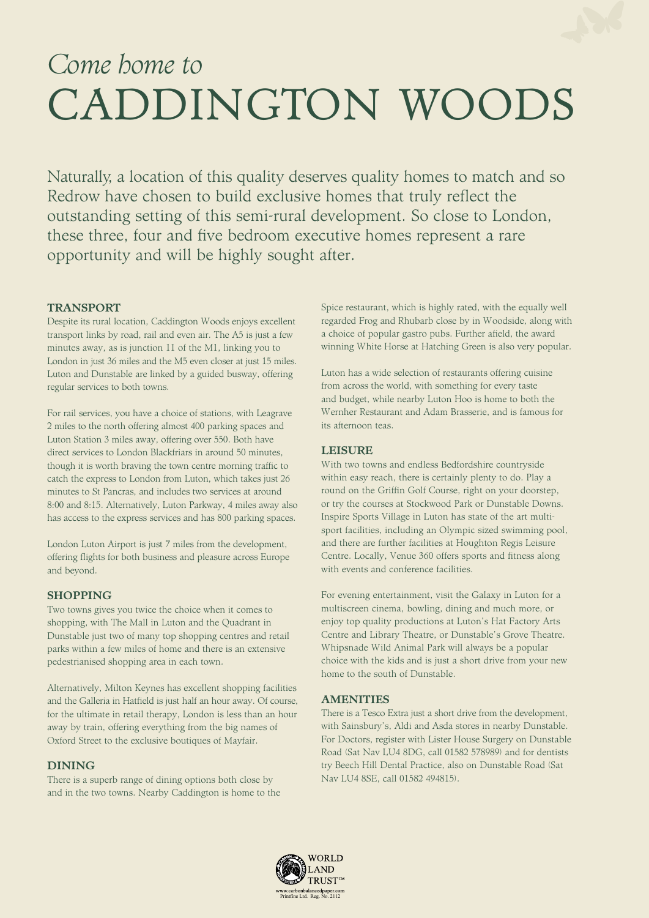*Come home to*

# CADDINGTON WOODS

Naturally, a location of this quality deserves quality homes to match and so Redrow have chosen to build exclusive homes that truly reflect the outstanding setting of this semi-rural development. So close to London, these three, four and five bedroom executive homes represent a rare opportunity and will be highly sought after.

## TRANSPORT

Despite its rural location, Caddington Woods enjoys excellent transport links by road, rail and even air. The A5 is just a few minutes away, as is junction 11 of the M1, linking you to London in just 36 miles and the M5 even closer at just 15 miles. Luton and Dunstable are linked by a guided busway, offering regular services to both towns.

For rail services, you have a choice of stations, with Leagrave 2 miles to the north offering almost 400 parking spaces and Luton Station 3 miles away, offering over 550. Both have direct services to London Blackfriars in around 50 minutes, though it is worth braving the town centre morning traffic to catch the express to London from Luton, which takes just 26 minutes to St Pancras, and includes two services at around 8:00 and 8:15. Alternatively, Luton Parkway, 4 miles away also has access to the express services and has 800 parking spaces.

London Luton Airport is just 7 miles from the development, offering flights for both business and pleasure across Europe and beyond.

## SHOPPING

Two towns gives you twice the choice when it comes to shopping, with The Mall in Luton and the Quadrant in Dunstable just two of many top shopping centres and retail parks within a few miles of home and there is an extensive pedestrianised shopping area in each town.

Alternatively, Milton Keynes has excellent shopping facilities and the Galleria in Hatfield is just half an hour away. Of course, for the ultimate in retail therapy, London is less than an hour away by train, offering everything from the big names of Oxford Street to the exclusive boutiques of Mayfair.

## DINING

There is a superb range of dining options both close by and in the two towns. Nearby Caddington is home to the Spice restaurant, which is highly rated, with the equally well regarded Frog and Rhubarb close by in Woodside, along with a choice of popular gastro pubs. Further afield, the award winning White Horse at Hatching Green is also very popular.

Luton has a wide selection of restaurants offering cuisine from across the world, with something for every taste and budget, while nearby Luton Hoo is home to both the Wernher Restaurant and Adam Brasserie, and is famous for its afternoon teas.

## LEISURE

With two towns and endless Bedfordshire countryside within easy reach, there is certainly plenty to do. Play a round on the Griffin Golf Course, right on your doorstep, or try the courses at Stockwood Park or Dunstable Downs. Inspire Sports Village in Luton has state of the art multi-sport facilities, including an Olympic sized swimming pool, and there are further facilities at Houghton Regis Leisure Centre. Locally, Venue 360 offers sports and fitness along with events and conference facilities.

For evening entertainment, visit the Galaxy in Luton for a multiscreen cinema, bowling, dining and much more, or enjoy top quality productions at Luton's Hat Factory Arts Centre and Library Theatre, or Dunstable's Grove Theatre. Whipsnade Wild Animal Park will always be a popular choice with the kids and is just a short drive from your new home to the south of Dunstable.

## AMENITIES

There is a Tesco Extra just a short drive from the development, with Sainsbury's, Aldi and Asda stores in nearby Dunstable. For Doctors, register with Lister House Surgery on Dunstable Road (Sat Nav LU4 8DG, call 01582 578989) and for dentists try Beech Hill Dental Practice, also on Dunstable Road (Sat Nav LU4 8SE, call 01582 494815).

WORLD LAND TRUST™
www.carbonbalancedpaper.com
Printfine Ltd. Reg. No. 2112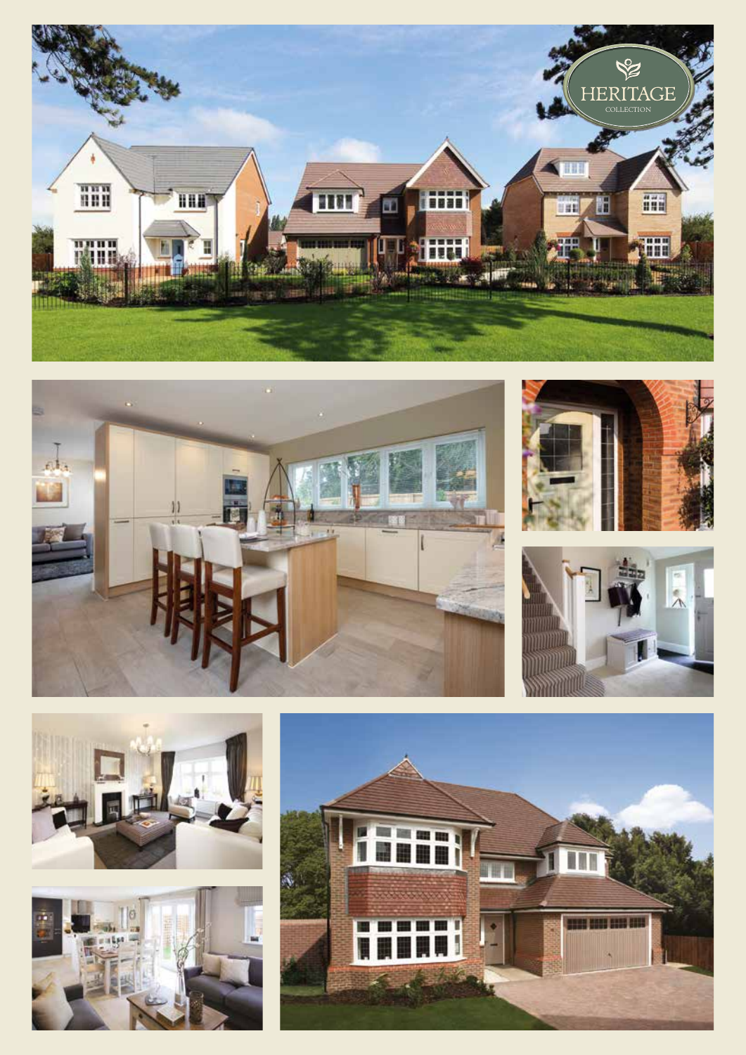HERITAGE

COLLECTION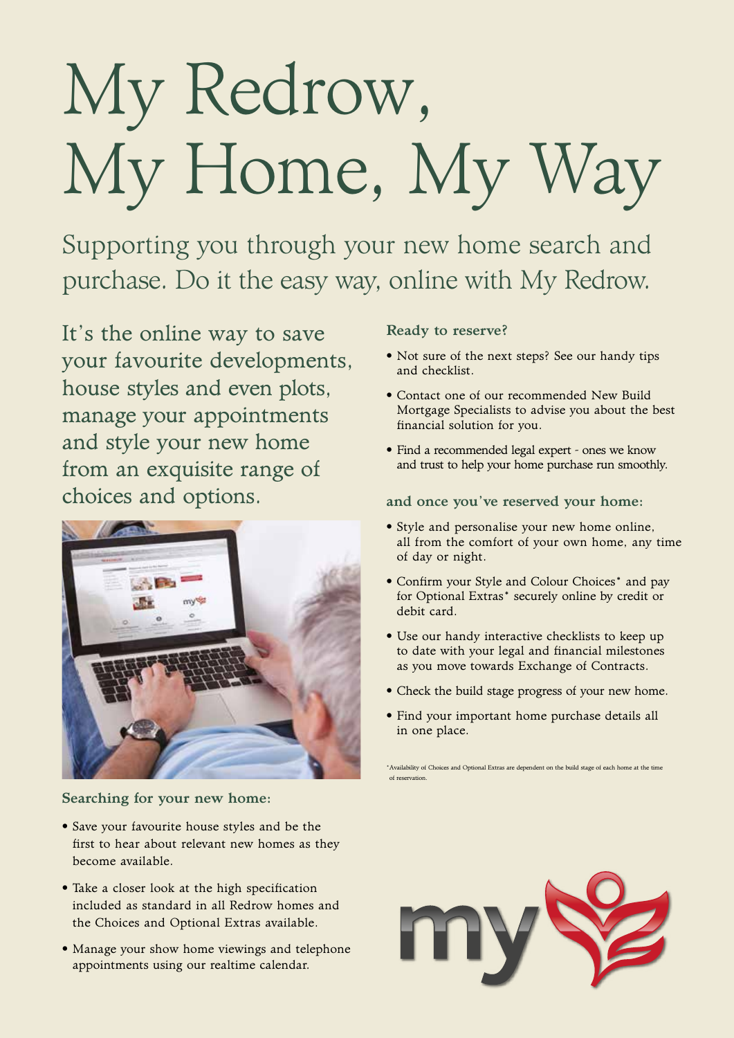# My Redrow, My Home, My Way

## Supporting you through your new home search and purchase. Do it the easy way, online with My Redrow.

It's the online way to save your favourite developments, house styles and even plots, manage your appointments and style your new home from an exquisite range of choices and options.

### Searching for your new home:

- Save your favourite house styles and be the first to hear about relevant new homes as they become available.
- Take a closer look at the high specification included as standard in all Redrow homes and the Choices and Optional Extras available.
- Manage your show home viewings and telephone appointments using our realtime calendar.

### Ready to reserve?

- Not sure of the next steps? See our handy tips and checklist.
- Contact one of our recommended New Build Mortgage Specialists to advise you about the best financial solution for you.
- Find a recommended legal expert - ones we know and trust to help your home purchase run smoothly.

### and once you've reserved your home:

- Style and personalise your new home online, all from the comfort of your own home, any time of day or night.
- Confirm your Style and Colour Choices* and pay for Optional Extras* securely online by credit or debit card.
- Use our handy interactive checklists to keep up to date with your legal and financial milestones as you move towards Exchange of Contracts.
- Check the build stage progress of your new home.
- Find your important home purchase details all in one place.

*Availability of Choices and Optional Extras are dependent on the build stage of each home at the time of reservation.

my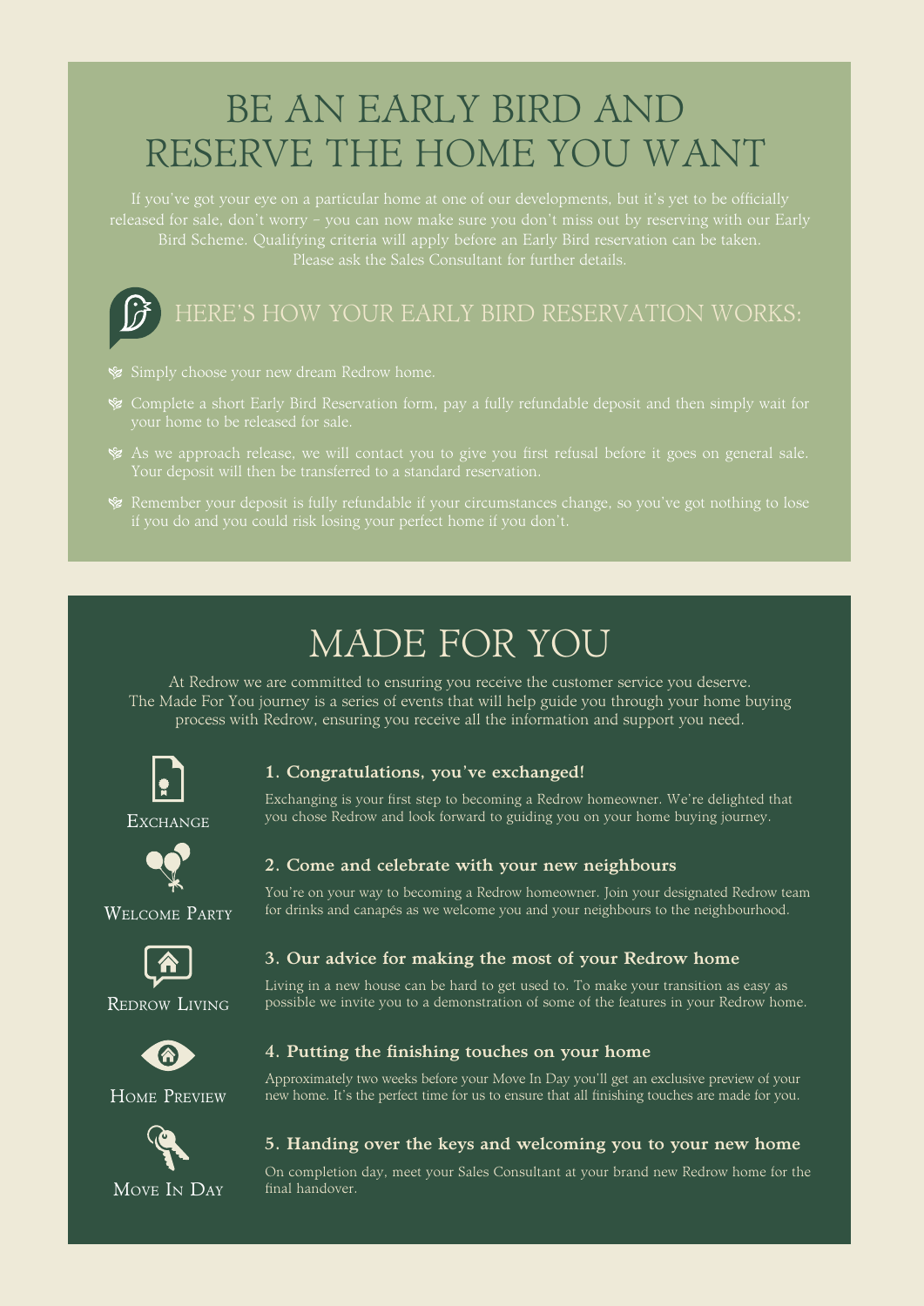# BE AN EARLY BIRD AND RESERVE THE HOME YOU WANT

If you've got your eye on a particular home at one of our developments, but it's yet to be officially released for sale, don't worry – you can now make sure you don't miss out by reserving with our Early Bird Scheme. Qualifying criteria will apply before an Early Bird reservation can be taken. Please ask the Sales Consultant for further details.

## HERE'S HOW YOUR EARLY BIRD RESERVATION WORKS:

- Simply choose your new dream Redrow home.
- Complete a short Early Bird Reservation form, pay a fully refundable deposit and then simply wait for your home to be released for sale.
- As we approach release, we will contact you to give you first refusal before it goes on general sale. Your deposit will then be transferred to a standard reservation.
- Remember your deposit is fully refundable if your circumstances change, so you've got nothing to lose if you do and you could risk losing your perfect home if you don't.

# MADE FOR YOU

At Redrow we are committed to ensuring you receive the customer service you deserve. The Made For You journey is a series of events that will help guide you through your home buying process with Redrow, ensuring you receive all the information and support you need.

**Exchange**

### 1. Congratulations, you've exchanged!

Exchanging is your first step to becoming a Redrow homeowner. We're delighted that you chose Redrow and look forward to guiding you on your home buying journey.

**Welcome Party**

### 2. Come and celebrate with your new neighbours

You're on your way to becoming a Redrow homeowner. Join your designated Redrow team for drinks and canapés as we welcome you and your neighbours to the neighbourhood.

**Redrow Living**

### 3. Our advice for making the most of your Redrow home

Living in a new house can be hard to get used to. To make your transition as easy as possible we invite you to a demonstration of some of the features in your Redrow home.

**Home Preview**

### 4. Putting the finishing touches on your home

Approximately two weeks before your Move In Day you'll get an exclusive preview of your new home. It's the perfect time for us to ensure that all finishing touches are made for you.

**Move In Day**

### 5. Handing over the keys and welcoming you to your new home

On completion day, meet your Sales Consultant at your brand new Redrow home for the final handover.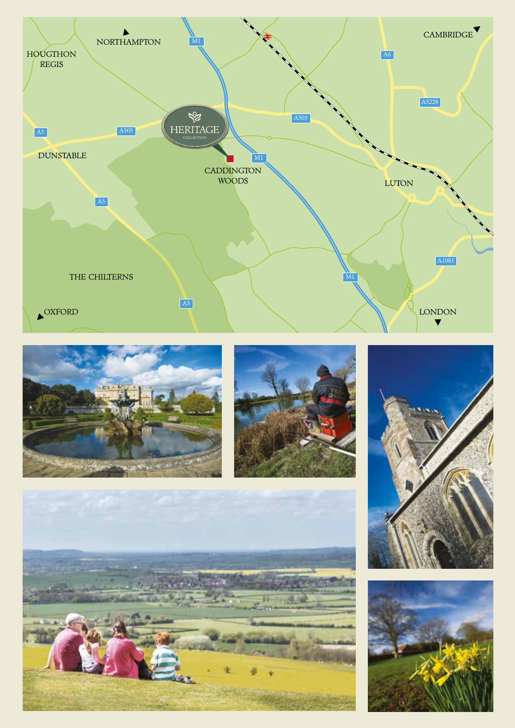NORTHAMPTON

HOUGTHON REGIS

CAMBRIDGE

M1

A6

A5228

A505

A5

A505

HERITAGE COLLECTION

DUNSTABLE

M1

CADDINGTON WOODS

LUTON

A5

THE CHILTERNS

M1

A1081

A5

OXFORD

LONDON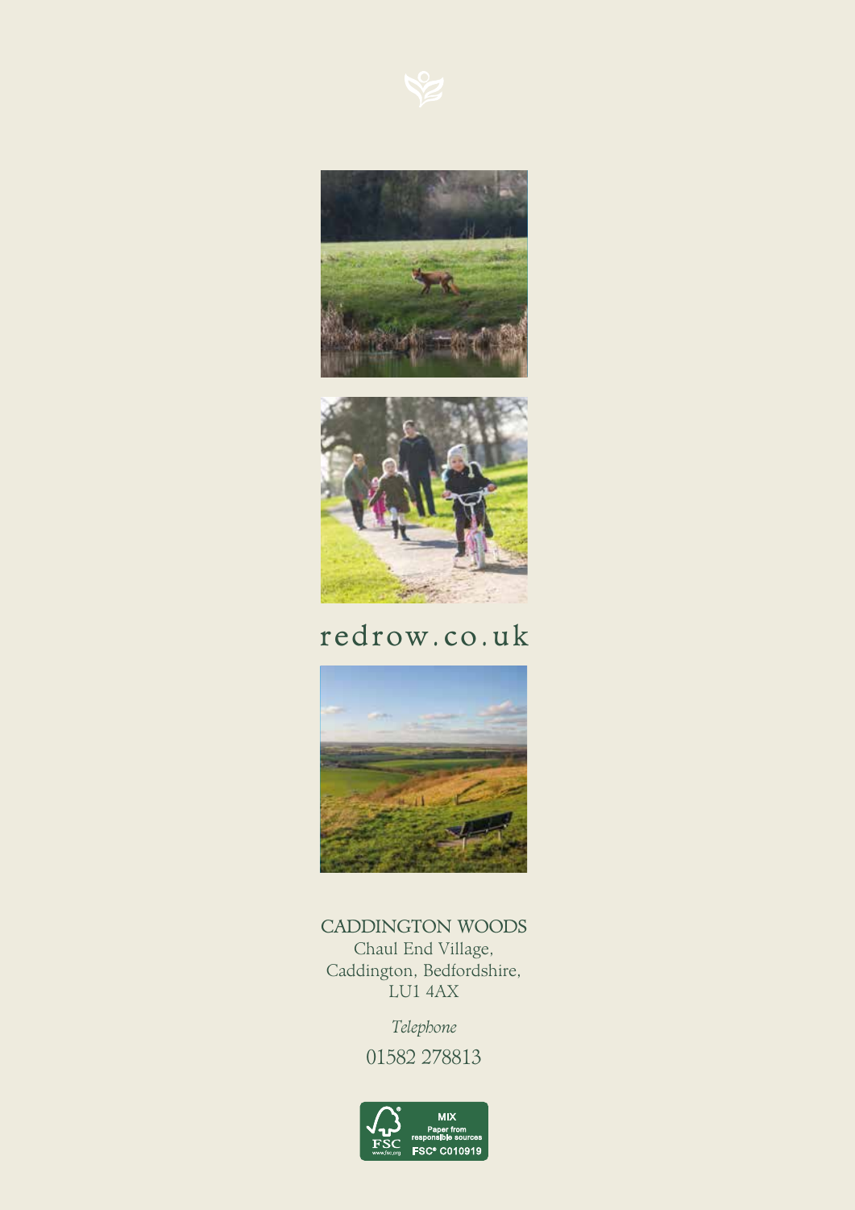redrow.co.uk

CADDINGTON WOODS
Chaul End Village,
Caddington, Bedfordshire,
LU1 4AX

*Telephone*
01582 278813

MIX
Paper from responsible sources
FSC® C010919